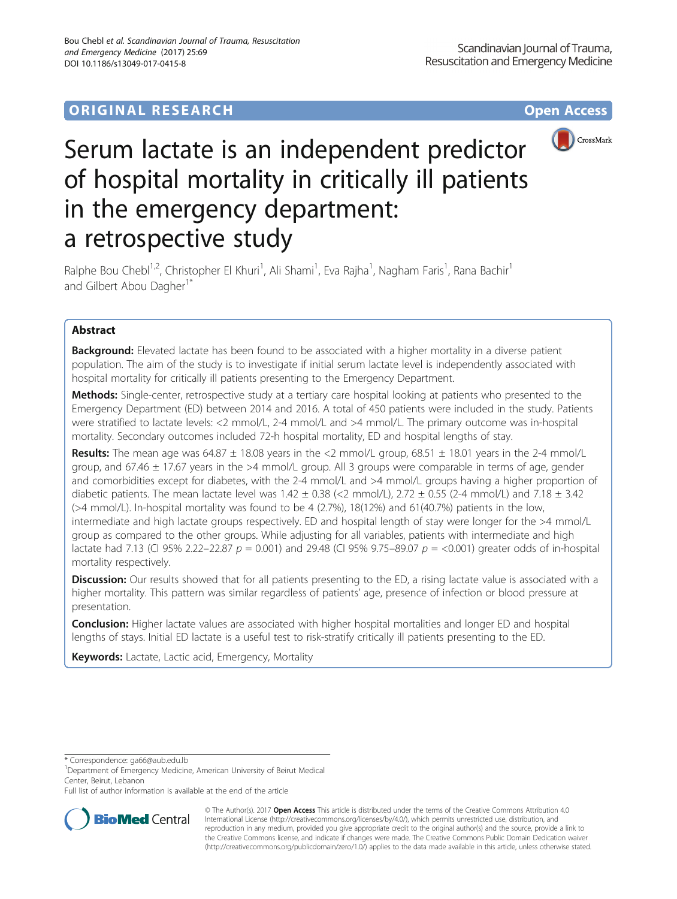ORIGINAL RESEARCH Open Access

# Serum lactate is an independent predictor of hospital mortality in critically ill patients in the emergency department: a retrospective study

Ralphe Bou Chebl[1,2], Christopher El Khuri[1], Ali Shami[1], Eva Rajha[1], Nagham Faris[1], Rana Bachir[1] and Gilbert Abou Dagher[1*]

## Abstract

**Background:** Elevated lactate has been found to be associated with a higher mortality in a diverse patient population. The aim of the study is to investigate if initial serum lactate level is independently associated with hospital mortality for critically ill patients presenting to the Emergency Department.

**Methods:** Single-center, retrospective study at a tertiary care hospital looking at patients who presented to the Emergency Department (ED) between 2014 and 2016. A total of 450 patients were included in the study. Patients were stratified to lactate levels: <2 mmol/L, 2-4 mmol/L and >4 mmol/L. The primary outcome was in-hospital mortality. Secondary outcomes included 72-h hospital mortality, ED and hospital lengths of stay.

**Results:** The mean age was 64.87 ± 18.08 years in the <2 mmol/L group, 68.51 ± 18.01 years in the 2-4 mmol/L group, and 67.46 ± 17.67 years in the >4 mmol/L group. All 3 groups were comparable in terms of age, gender and comorbidities except for diabetes, with the 2-4 mmol/L and >4 mmol/L groups having a higher proportion of diabetic patients. The mean lactate level was 1.42 ± 0.38 (<2 mmol/L), 2.72 ± 0.55 (2-4 mmol/L) and 7.18 ± 3.42 (>4 mmol/L). In-hospital mortality was found to be 4 (2.7%), 18(12%) and 61(40.7%) patients in the low, intermediate and high lactate groups respectively. ED and hospital length of stay were longer for the >4 mmol/L group as compared to the other groups. While adjusting for all variables, patients with intermediate and high lactate had 7.13 (CI 95% 2.22–22.87 $p = 0.001$) and 29.48 (CI 95% 9.75–89.07 $p = <0.001$) greater odds of in-hospital mortality respectively.

**Discussion:** Our results showed that for all patients presenting to the ED, a rising lactate value is associated with a higher mortality. This pattern was similar regardless of patients' age, presence of infection or blood pressure at presentation.

**Conclusion:** Higher lactate values are associated with higher hospital mortalities and longer ED and hospital lengths of stays. Initial ED lactate is a useful test to risk-stratify critically ill patients presenting to the ED.

**Keywords:** Lactate, Lactic acid, Emergency, Mortality

\* Correspondence: ga66@aub.edu.lb
[1]Department of Emergency Medicine, American University of Beirut Medical Center, Beirut, Lebanon
Full list of author information is available at the end of the article

© The Author(s). 2017 **Open Access** This article is distributed under the terms of the Creative Commons Attribution 4.0 International License (http://creativecommons.org/licenses/by/4.0/), which permits unrestricted use, distribution, and reproduction in any medium, provided you give appropriate credit to the original author(s) and the source, provide a link to the Creative Commons license, and indicate if changes were made. The Creative Commons Public Domain Dedication waiver (http://creativecommons.org/publicdomain/zero/1.0/) applies to the data made available in this article, unless otherwise stated.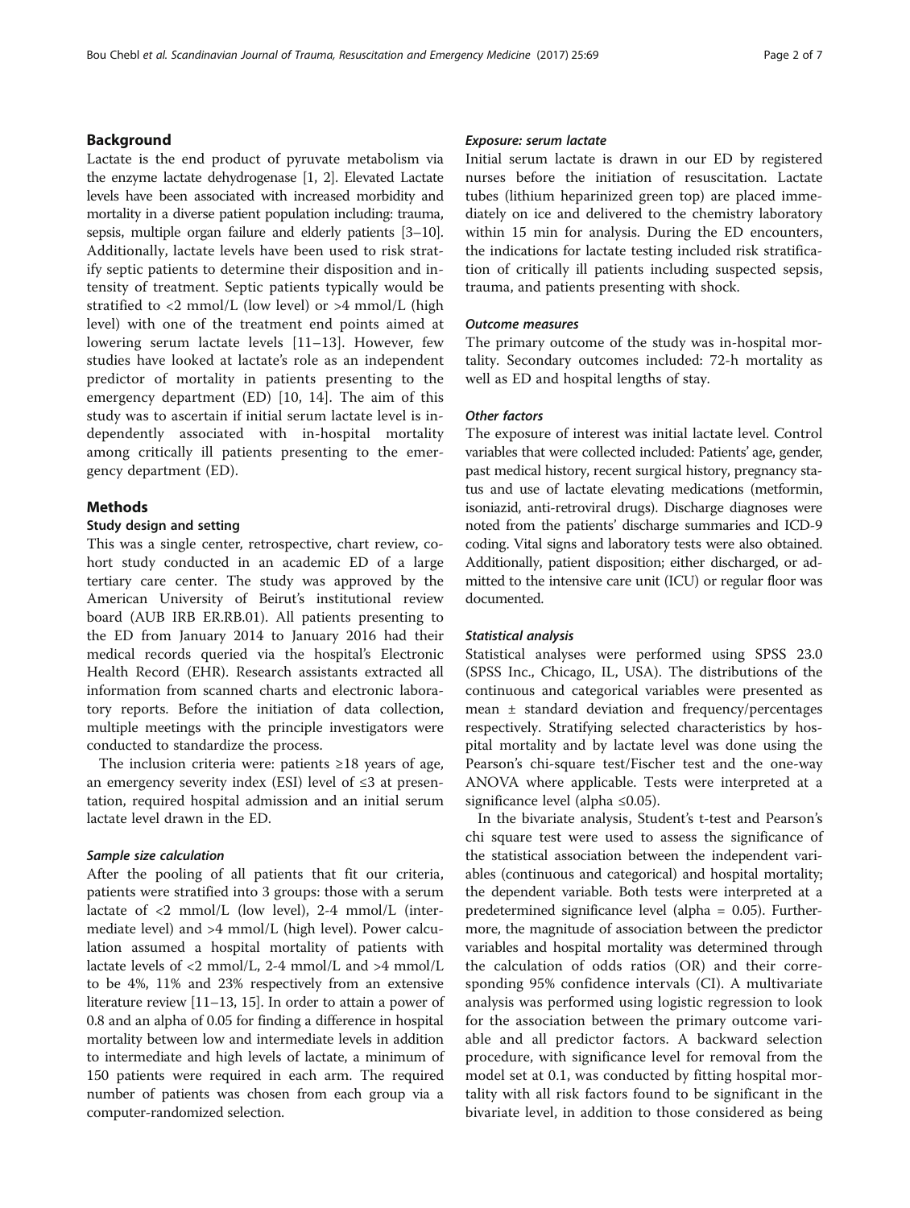## Background

Lactate is the end product of pyruvate metabolism via the enzyme lactate dehydrogenase [1, 2]. Elevated Lactate levels have been associated with increased morbidity and mortality in a diverse patient population including: trauma, sepsis, multiple organ failure and elderly patients [3–10]. Additionally, lactate levels have been used to risk stratify septic patients to determine their disposition and intensity of treatment. Septic patients typically would be stratified to <2 mmol/L (low level) or >4 mmol/L (high level) with one of the treatment end points aimed at lowering serum lactate levels [11–13]. However, few studies have looked at lactate's role as an independent predictor of mortality in patients presenting to the emergency department (ED) [10, 14]. The aim of this study was to ascertain if initial serum lactate level is independently associated with in-hospital mortality among critically ill patients presenting to the emergency department (ED).

## Methods

### Study design and setting

This was a single center, retrospective, chart review, cohort study conducted in an academic ED of a large tertiary care center. The study was approved by the American University of Beirut's institutional review board (AUB IRB ER.RB.01). All patients presenting to the ED from January 2014 to January 2016 had their medical records queried via the hospital's Electronic Health Record (EHR). Research assistants extracted all information from scanned charts and electronic laboratory reports. Before the initiation of data collection, multiple meetings with the principle investigators were conducted to standardize the process.

The inclusion criteria were: patients ≥18 years of age, an emergency severity index (ESI) level of ≤3 at presentation, required hospital admission and an initial serum lactate level drawn in the ED.

#### Sample size calculation

After the pooling of all patients that fit our criteria, patients were stratified into 3 groups: those with a serum lactate of <2 mmol/L (low level), 2-4 mmol/L (intermediate level) and >4 mmol/L (high level). Power calculation assumed a hospital mortality of patients with lactate levels of <2 mmol/L, 2-4 mmol/L and >4 mmol/L to be 4%, 11% and 23% respectively from an extensive literature review [11–13, 15]. In order to attain a power of 0.8 and an alpha of 0.05 for finding a difference in hospital mortality between low and intermediate levels in addition to intermediate and high levels of lactate, a minimum of 150 patients were required in each arm. The required number of patients was chosen from each group via a computer-randomized selection.

#### Exposure: serum lactate

Initial serum lactate is drawn in our ED by registered nurses before the initiation of resuscitation. Lactate tubes (lithium heparinized green top) are placed immediately on ice and delivered to the chemistry laboratory within 15 min for analysis. During the ED encounters, the indications for lactate testing included risk stratification of critically ill patients including suspected sepsis, trauma, and patients presenting with shock.

#### Outcome measures

The primary outcome of the study was in-hospital mortality. Secondary outcomes included: 72-h mortality as well as ED and hospital lengths of stay.

#### Other factors

The exposure of interest was initial lactate level. Control variables that were collected included: Patients' age, gender, past medical history, recent surgical history, pregnancy status and use of lactate elevating medications (metformin, isoniazid, anti-retroviral drugs). Discharge diagnoses were noted from the patients' discharge summaries and ICD-9 coding. Vital signs and laboratory tests were also obtained. Additionally, patient disposition; either discharged, or admitted to the intensive care unit (ICU) or regular floor was documented.

#### Statistical analysis

Statistical analyses were performed using SPSS 23.0 (SPSS Inc., Chicago, IL, USA). The distributions of the continuous and categorical variables were presented as mean ± standard deviation and frequency/percentages respectively. Stratifying selected characteristics by hospital mortality and by lactate level was done using the Pearson's chi-square test/Fischer test and the one-way ANOVA where applicable. Tests were interpreted at a significance level (alpha ≤0.05).

In the bivariate analysis, Student's t-test and Pearson's chi square test were used to assess the significance of the statistical association between the independent variables (continuous and categorical) and hospital mortality; the dependent variable. Both tests were interpreted at a predetermined significance level (alpha = 0.05). Furthermore, the magnitude of association between the predictor variables and hospital mortality was determined through the calculation of odds ratios (OR) and their corresponding 95% confidence intervals (CI). A multivariate analysis was performed using logistic regression to look for the association between the primary outcome variable and all predictor factors. A backward selection procedure, with significance level for removal from the model set at 0.1, was conducted by fitting hospital mortality with all risk factors found to be significant in the bivariate level, in addition to those considered as being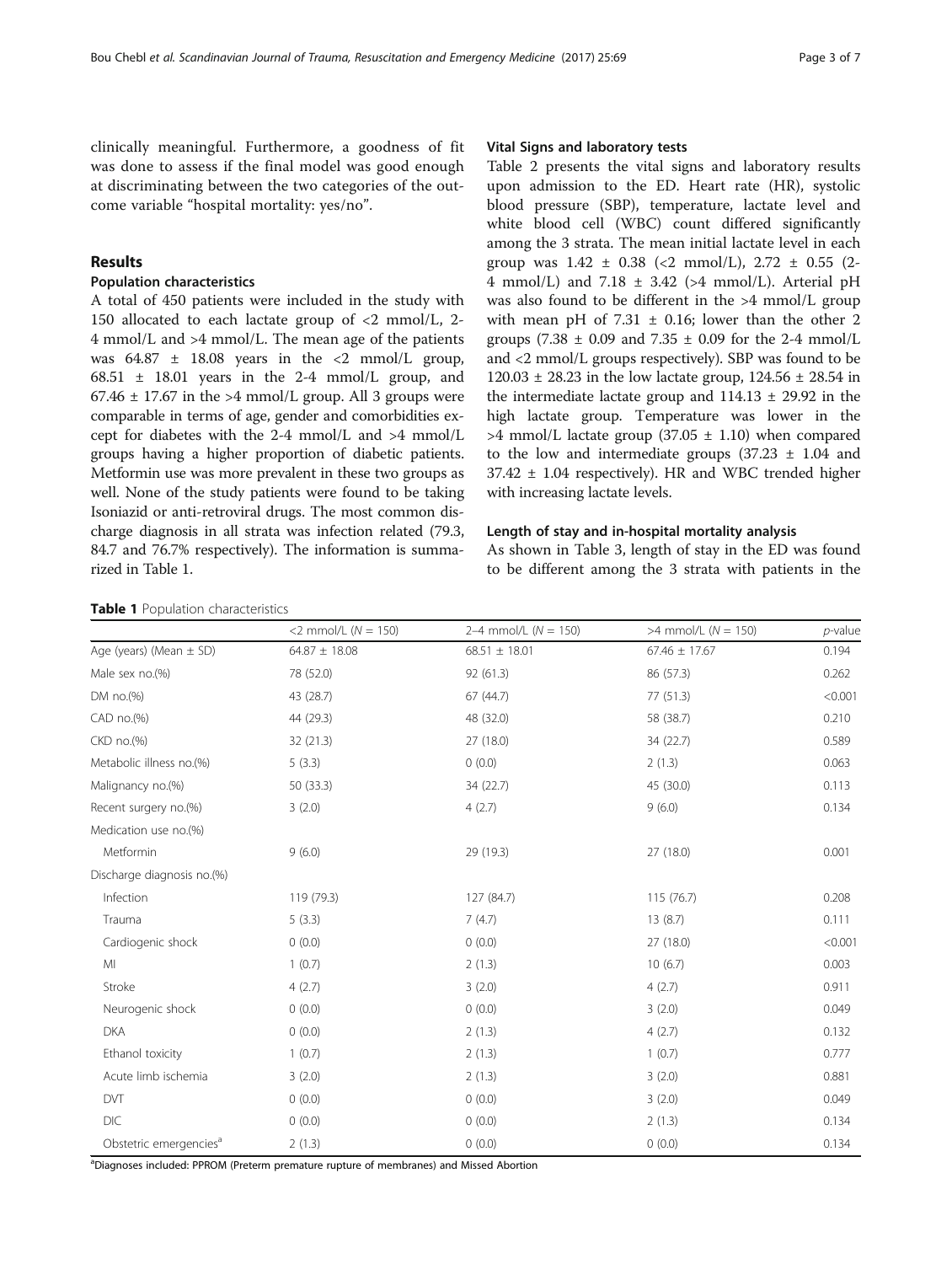clinically meaningful. Furthermore, a goodness of fit was done to assess if the final model was good enough at discriminating between the two categories of the outcome variable "hospital mortality: yes/no".

## Results

### Population characteristics

A total of 450 patients were included in the study with 150 allocated to each lactate group of <2 mmol/L, 2-4 mmol/L and >4 mmol/L. The mean age of the patients was 64.87 ± 18.08 years in the <2 mmol/L group, 68.51 ± 18.01 years in the 2-4 mmol/L group, and 67.46 ± 17.67 in the >4 mmol/L group. All 3 groups were comparable in terms of age, gender and comorbidities except for diabetes with the 2-4 mmol/L and >4 mmol/L groups having a higher proportion of diabetic patients. Metformin use was more prevalent in these two groups as well. None of the study patients were found to be taking Isoniazid or anti-retroviral drugs. The most common discharge diagnosis in all strata was infection related (79.3, 84.7 and 76.7% respectively). The information is summarized in Table 1.

### Vital Signs and laboratory tests

Table 2 presents the vital signs and laboratory results upon admission to the ED. Heart rate (HR), systolic blood pressure (SBP), temperature, lactate level and white blood cell (WBC) count differed significantly among the 3 strata. The mean initial lactate level in each group was 1.42 ± 0.38 (<2 mmol/L), 2.72 ± 0.55 (2-4 mmol/L) and 7.18 ± 3.42 (>4 mmol/L). Arterial pH was also found to be different in the >4 mmol/L group with mean pH of 7.31 ± 0.16; lower than the other 2 groups (7.38 ± 0.09 and 7.35 ± 0.09 for the 2-4 mmol/L and <2 mmol/L groups respectively). SBP was found to be 120.03 ± 28.23 in the low lactate group, 124.56 ± 28.54 in the intermediate lactate group and 114.13 ± 29.92 in the high lactate group. Temperature was lower in the >4 mmol/L lactate group (37.05 ± 1.10) when compared to the low and intermediate groups (37.23 ± 1.04 and 37.42 ± 1.04 respectively). HR and WBC trended higher with increasing lactate levels.

### Length of stay and in-hospital mortality analysis

As shown in Table 3, length of stay in the ED was found to be different among the 3 strata with patients in the

**Table 1** Population characteristics

| | <2 mmol/L (N = 150) | 2–4 mmol/L (N = 150) | >4 mmol/L (N = 150) | *p*-value |
|---|---|---|---|---|
| Age (years) (Mean ± SD) | 64.87 ± 18.08 | 68.51 ± 18.01 | 67.46 ± 17.67 | 0.194 |
| Male sex no.(%) | 78 (52.0) | 92 (61.3) | 86 (57.3) | 0.262 |
| DM no.(%) | 43 (28.7) | 67 (44.7) | 77 (51.3) | <0.001 |
| CAD no.(%) | 44 (29.3) | 48 (32.0) | 58 (38.7) | 0.210 |
| CKD no.(%) | 32 (21.3) | 27 (18.0) | 34 (22.7) | 0.589 |
| Metabolic illness no.(%) | 5 (3.3) | 0 (0.0) | 2 (1.3) | 0.063 |
| Malignancy no.(%) | 50 (33.3) | 34 (22.7) | 45 (30.0) | 0.113 |
| Recent surgery no.(%) | 3 (2.0) | 4 (2.7) | 9 (6.0) | 0.134 |
| Medication use no.(%) | | | | |
| Metformin | 9 (6.0) | 29 (19.3) | 27 (18.0) | 0.001 |
| Discharge diagnosis no.(%) | | | | |
| Infection | 119 (79.3) | 127 (84.7) | 115 (76.7) | 0.208 |
| Trauma | 5 (3.3) | 7 (4.7) | 13 (8.7) | 0.111 |
| Cardiogenic shock | 0 (0.0) | 0 (0.0) | 27 (18.0) | <0.001 |
| MI | 1 (0.7) | 2 (1.3) | 10 (6.7) | 0.003 |
| Stroke | 4 (2.7) | 3 (2.0) | 4 (2.7) | 0.911 |
| Neurogenic shock | 0 (0.0) | 0 (0.0) | 3 (2.0) | 0.049 |
| DKA | 0 (0.0) | 2 (1.3) | 4 (2.7) | 0.132 |
| Ethanol toxicity | 1 (0.7) | 2 (1.3) | 1 (0.7) | 0.777 |
| Acute limb ischemia | 3 (2.0) | 2 (1.3) | 3 (2.0) | 0.881 |
| DVT | 0 (0.0) | 0 (0.0) | 3 (2.0) | 0.049 |
| DIC | 0 (0.0) | 0 (0.0) | 2 (1.3) | 0.134 |
| Obstetric emergencies[a] | 2 (1.3) | 0 (0.0) | 0 (0.0) | 0.134 |

[a]Diagnoses included: PPROM (Preterm premature rupture of membranes) and Missed Abortion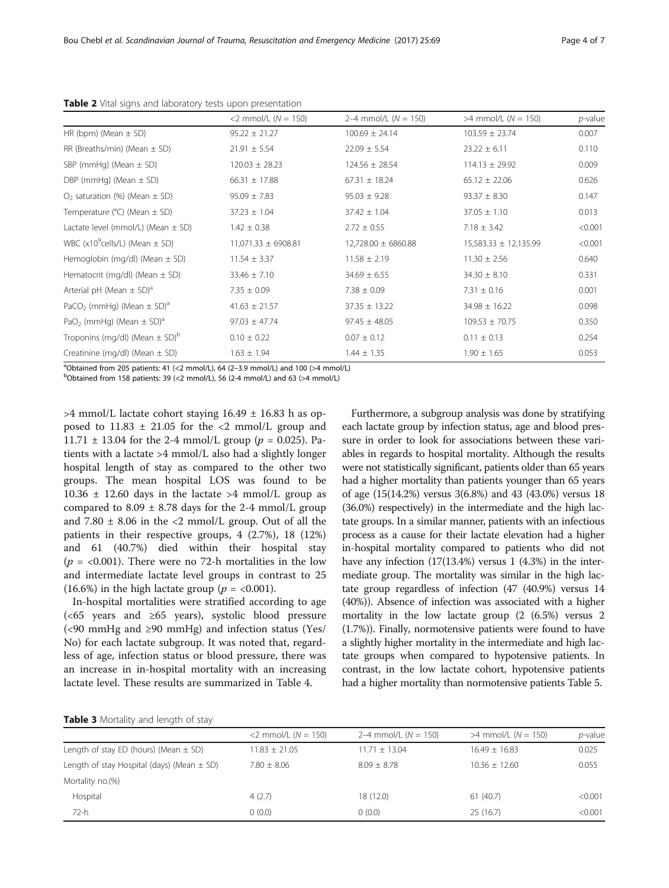**Table 2** Vital signs and laboratory tests upon presentation

| | <2 mmol/L (N = 150) | 2–4 mmol/L (N = 150) | >4 mmol/L (N = 150) | *p*-value |
|---|---|---|---|---|
| HR (bpm) (Mean ± SD) | 95.22 ± 21.27 | 100.69 ± 24.14 | 103.59 ± 23.74 | 0.007 |
| RR (Breaths/min) (Mean ± SD) | 21.91 ± 5.54 | 22.09 ± 5.54 | 23.22 ± 6.11 | 0.110 |
| SBP (mmHg) (Mean ± SD) | 120.03 ± 28.23 | 124.56 ± 28.54 | 114.13 ± 29.92 | 0.009 |
| DBP (mmHg) (Mean ± SD) | 66.31 ± 17.88 | 67.31 ± 18.24 | 65.12 ± 22.06 | 0.626 |
| $O_2$ saturation (%) (Mean ± SD) | 95.09 ± 7.83 | 95.03 ± 9.28 | 93.37 ± 8.30 | 0.147 |
| Temperature (°C) (Mean ± SD) | 37.23 ± 1.04 | 37.42 ± 1.04 | 37.05 ± 1.10 | 0.013 |
| Lactate level (mmol/L) (Mean ± SD) | 1.42 ± 0.38 | 2.72 ± 0.55 | 7.18 ± 3.42 | <0.001 |
| WBC ($x10^9$cells/L) (Mean ± SD) | 11,071.33 ± 6908.81 | 12,728.00 ± 6860.88 | 15,583.33 ± 12,135.99 | <0.001 |
| Hemoglobin (mg/dl) (Mean ± SD) | 11.54 ± 3.37 | 11.58 ± 2.19 | 11.30 ± 2.56 | 0.640 |
| Hematocrit (mg/dl) (Mean ± SD) | 33.46 ± 7.10 | 34.69 ± 6.55 | 34.30 ± 8.10 | 0.331 |
| Arterial pH (Mean ± SD)[a] | 7.35 ± 0.09 | 7.38 ± 0.09 | 7.31 ± 0.16 | 0.001 |
| $PaCO_2$ (mmHg) (Mean ± SD)[a] | 41.63 ± 21.57 | 37.35 ± 13.22 | 34.98 ± 16.22 | 0.098 |
| $PaO_2$ (mmHg) (Mean ± SD)[a] | 97.03 ± 47.74 | 97.45 ± 48.05 | 109.53 ± 70.75 | 0.350 |
| Troponins (mg/dl) (Mean ± SD)[b] | 0.10 ± 0.22 | 0.07 ± 0.12 | 0.11 ± 0.13 | 0.254 |
| Creatinine (mg/dl) (Mean ± SD) | 1.63 ± 1.94 | 1.44 ± 1.35 | 1.90 ± 1.65 | 0.053 |

[a]Obtained from 205 patients: 41 (<2 mmol/L), 64 (2–3.9 mmol/L) and 100 (>4 mmol/L)
[b]Obtained from 158 patients: 39 (<2 mmol/L), 56 (2-4 mmol/L) and 63 (>4 mmol/L)

>4 mmol/L lactate cohort staying 16.49 ± 16.83 h as opposed to 11.83 ± 21.05 for the <2 mmol/L group and 11.71 ± 13.04 for the 2-4 mmol/L group ($p = 0.025$). Patients with a lactate >4 mmol/L also had a slightly longer hospital length of stay as compared to the other two groups. The mean hospital LOS was found to be 10.36 ± 12.60 days in the lactate >4 mmol/L group as compared to 8.09 ± 8.78 days for the 2-4 mmol/L group and 7.80 ± 8.06 in the <2 mmol/L group. Out of all the patients in their respective groups, 4 (2.7%), 18 (12%) and 61 (40.7%) died within their hospital stay ($p = <0.001$). There were no 72-h mortalities in the low and intermediate lactate level groups in contrast to 25 (16.6%) in the high lactate group ($p = <0.001$).

In-hospital mortalities were stratified according to age (<65 years and ≥65 years), systolic blood pressure (<90 mmHg and ≥90 mmHg) and infection status (Yes/No) for each lactate subgroup. It was noted that, regardless of age, infection status or blood pressure, there was an increase in in-hospital mortality with an increasing lactate level. These results are summarized in Table 4.

Furthermore, a subgroup analysis was done by stratifying each lactate group by infection status, age and blood pressure in order to look for associations between these variables in regards to hospital mortality. Although the results were not statistically significant, patients older than 65 years had a higher mortality than patients younger than 65 years of age (15(14.2%) versus 3(6.8%) and 43 (43.0%) versus 18 (36.0%) respectively) in the intermediate and the high lactate groups. In a similar manner, patients with an infectious process as a cause for their lactate elevation had a higher in-hospital mortality compared to patients who did not have any infection (17(13.4%) versus 1 (4.3%) in the intermediate group. The mortality was similar in the high lactate group regardless of infection (47 (40.9%) versus 14 (40%)). Absence of infection was associated with a higher mortality in the low lactate group (2 (6.5%) versus 2 (1.7%)). Finally, normotensive patients were found to have a slightly higher mortality in the intermediate and high lactate groups when compared to hypotensive patients. In contrast, in the low lactate cohort, hypotensive patients had a higher mortality than normotensive patients Table 5.

**Table 3** Mortality and length of stay

| | <2 mmol/L (N = 150) | 2–4 mmol/L (N = 150) | >4 mmol/L (N = 150) | *p*-value |
|---|---|---|---|---|
| Length of stay ED (hours) (Mean ± SD) | 11.83 ± 21.05 | 11.71 ± 13.04 | 16.49 ± 16.83 | 0.025 |
| Length of stay Hospital (days) (Mean ± SD) | 7.80 ± 8.06 | 8.09 ± 8.78 | 10.36 ± 12.60 | 0.055 |
| Mortality no.(%) | | | | |
| Hospital | 4 (2.7) | 18 (12.0) | 61 (40.7) | <0.001 |
| 72-h | 0 (0.0) | 0 (0.0) | 25 (16.7) | <0.001 |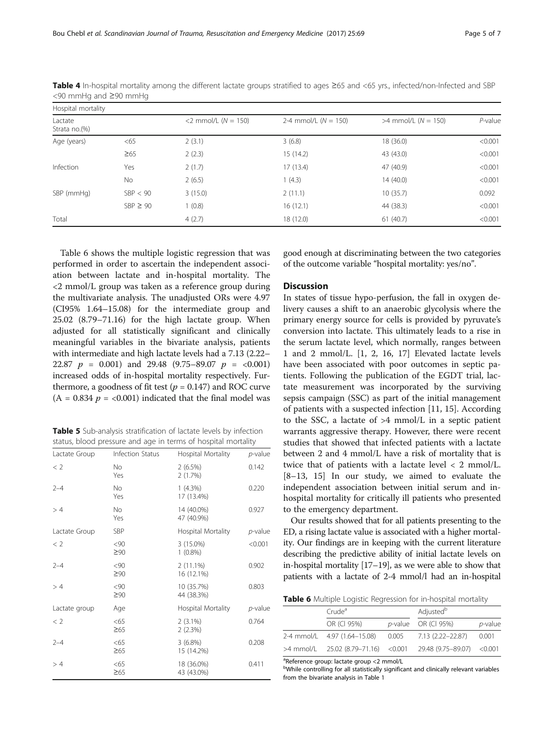**Table 4** In-hospital mortality among the different lactate groups stratified to ages ≥65 and <65 yrs., infected/non-Infected and SBP <90 mmHg and ≥90 mmHg

| Hospital mortality | | | | | |
|---|---|---|---|---|---|
| Lactate Strata no.(%) | | <2 mmol/L (*N* = 150) | 2-4 mmol/L (*N* = 150) | >4 mmol/L (*N* = 150) | *P*-value |
| Age (years) | <65 | 2 (3.1) | 3 (6.8) | 18 (36.0) | <0.001 |
| | ≥65 | 2 (2.3) | 15 (14.2) | 43 (43.0) | <0.001 |
| Infection | Yes | 2 (1.7) | 17 (13.4) | 47 (40.9) | <0.001 |
| | No | 2 (6.5) | 1 (4.3) | 14 (40.0) | <0.001 |
| SBP (mmHg) | SBP < 90 | 3 (15.0) | 2 (11.1) | 10 (35.7) | 0.092 |
| | SBP ≥ 90 | 1 (0.8) | 16 (12.1) | 44 (38.3) | <0.001 |
| Total | | 4 (2.7) | 18 (12.0) | 61 (40.7) | <0.001 |

Table 6 shows the multiple logistic regression that was performed in order to ascertain the independent association between lactate and in-hospital mortality. The <2 mmol/L group was taken as a reference group during the multivariate analysis. The unadjusted ORs were 4.97 (CI95% 1.64–15.08) for the intermediate group and 25.02 (8.79–71.16) for the high lactate group. When adjusted for all statistically significant and clinically meaningful variables in the bivariate analysis, patients with intermediate and high lactate levels had a 7.13 (2.22–22.87 $p$ = 0.001) and 29.48 (9.75–89.07 $p$ = <0.001) increased odds of in-hospital mortality respectively. Furthermore, a goodness of fit test ($p = 0.147$) and ROC curve (A = 0.834 $p$ = <0.001) indicated that the final model was good enough at discriminating between the two categories of the outcome variable "hospital mortality: yes/no".

**Table 5** Sub-analysis stratification of lactate levels by infection status, blood pressure and age in terms of hospital mortality

| Lactate Group | Infection Status | Hospital Mortality | *p*-value |
|---|---|---|---|
| < 2 | No<br>Yes | 2 (6.5%)<br>2 (1.7%) | 0.142 |
| 2–4 | No<br>Yes | 1 (4.3%)<br>17 (13.4%) | 0.220 |
| > 4 | No<br>Yes | 14 (40.0%)<br>47 (40.9%) | 0.927 |
| **Lactate Group** | **SBP** | **Hospital Mortality** | ***p*-value** |
| < 2 | <90<br>≥90 | 3 (15.0%)<br>1 (0.8%) | <0.001 |
| 2–4 | <90<br>≥90 | 2 (11.1%)<br>16 (12.1%) | 0.902 |
| > 4 | <90<br>≥90 | 10 (35.7%)<br>44 (38.3%) | 0.803 |
| **Lactate group** | **Age** | **Hospital Mortality** | ***p*-value** |
| < 2 | <65<br>≥65 | 2 (3.1%)<br>2 (2.3%) | 0.764 |
| 2–4 | <65<br>≥65 | 3 (6.8%)<br>15 (14.2%) | 0.208 |
| > 4 | <65<br>≥65 | 18 (36.0%)<br>43 (43.0%) | 0.411 |

## Discussion

In states of tissue hypo-perfusion, the fall in oxygen delivery causes a shift to an anaerobic glycolysis where the primary energy source for cells is provided by pyruvate's conversion into lactate. This ultimately leads to a rise in the serum lactate level, which normally, ranges between 1 and 2 mmol/L. [1, 2, 16, 17] Elevated lactate levels have been associated with poor outcomes in septic patients. Following the publication of the EGDT trial, lactate measurement was incorporated by the surviving sepsis campaign (SSC) as part of the initial management of patients with a suspected infection [11, 15]. According to the SSC, a lactate of >4 mmol/L in a septic patient warrants aggressive therapy. However, there were recent studies that showed that infected patients with a lactate between 2 and 4 mmol/L have a risk of mortality that is twice that of patients with a lactate level < 2 mmol/L. [8–13, 15] In our study, we aimed to evaluate the independent association between initial serum and in-hospital mortality for critically ill patients who presented to the emergency department.

Our results showed that for all patients presenting to the ED, a rising lactate value is associated with a higher mortality. Our findings are in keeping with the current literature describing the predictive ability of initial lactate levels on in-hospital mortality [17–19], as we were able to show that patients with a lactate of 2-4 mmol/l had an in-hospital

**Table 6** Multiple Logistic Regression for in-hospital mortality

| | Crude[a] | | Adjusted[b] | |
|---|---|---|---|---|
| | OR (CI 95%) | *p*-value | OR (CI 95%) | *p*-value |
| 2-4 mmol/L | 4.97 (1.64–15.08) | 0.005 | 7.13 (2.22–22.87) | 0.001 |
| >4 mmol/L | 25.02 (8.79–71.16) | <0.001 | 29.48 (9.75–89.07) | <0.001 |

[a]Reference group: lactate group <2 mmol/L
[b]While controlling for all statistically significant and clinically relevant variables from the bivariate analysis in Table 1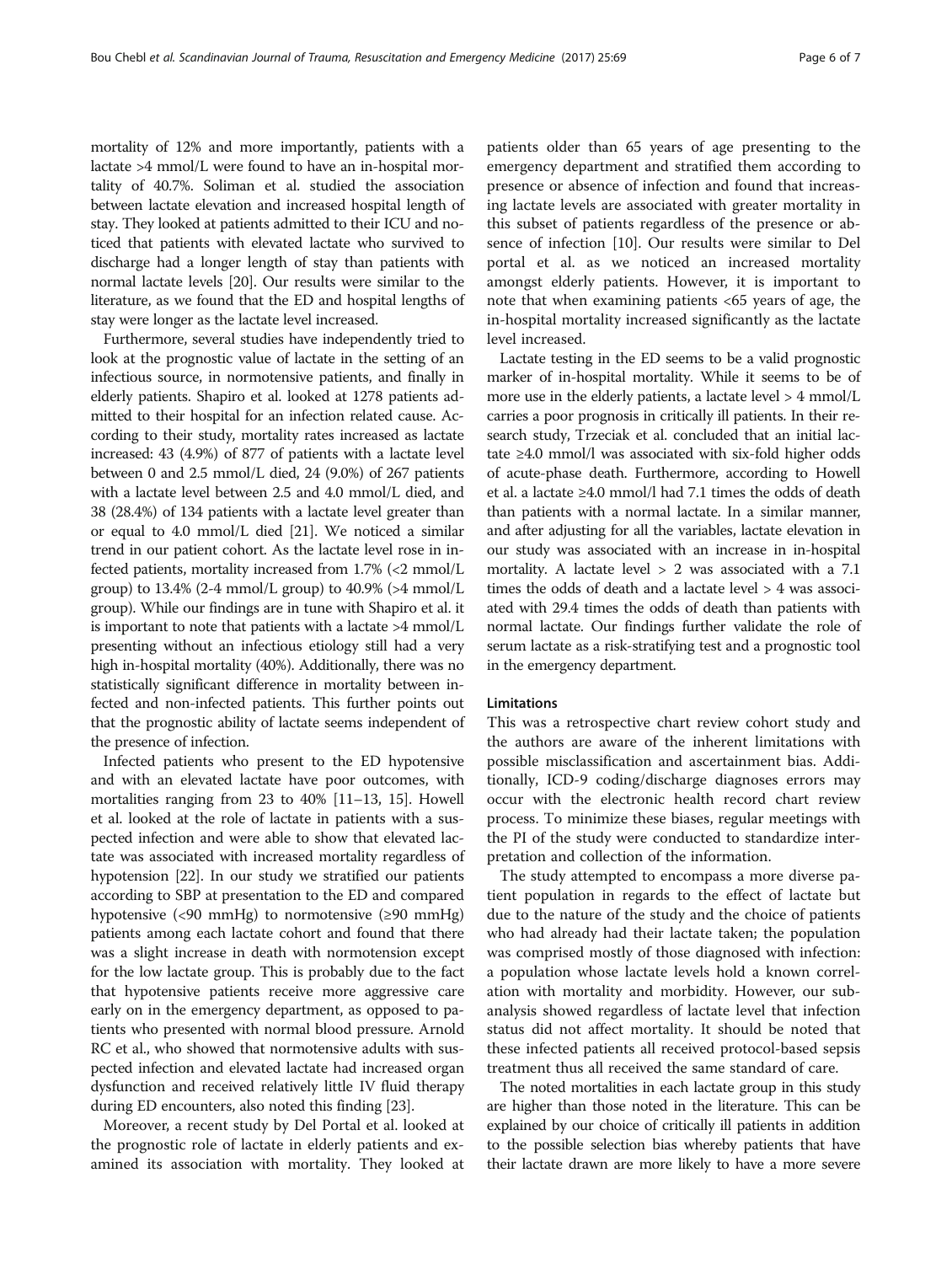mortality of 12% and more importantly, patients with a lactate >4 mmol/L were found to have an in-hospital mortality of 40.7%. Soliman et al. studied the association between lactate elevation and increased hospital length of stay. They looked at patients admitted to their ICU and noticed that patients with elevated lactate who survived to discharge had a longer length of stay than patients with normal lactate levels [20]. Our results were similar to the literature, as we found that the ED and hospital lengths of stay were longer as the lactate level increased.

Furthermore, several studies have independently tried to look at the prognostic value of lactate in the setting of an infectious source, in normotensive patients, and finally in elderly patients. Shapiro et al. looked at 1278 patients admitted to their hospital for an infection related cause. According to their study, mortality rates increased as lactate increased: 43 (4.9%) of 877 of patients with a lactate level between 0 and 2.5 mmol/L died, 24 (9.0%) of 267 patients with a lactate level between 2.5 and 4.0 mmol/L died, and 38 (28.4%) of 134 patients with a lactate level greater than or equal to 4.0 mmol/L died [21]. We noticed a similar trend in our patient cohort. As the lactate level rose in infected patients, mortality increased from 1.7% (<2 mmol/L group) to 13.4% (2-4 mmol/L group) to 40.9% (>4 mmol/L group). While our findings are in tune with Shapiro et al. it is important to note that patients with a lactate >4 mmol/L presenting without an infectious etiology still had a very high in-hospital mortality (40%). Additionally, there was no statistically significant difference in mortality between infected and non-infected patients. This further points out that the prognostic ability of lactate seems independent of the presence of infection.

Infected patients who present to the ED hypotensive and with an elevated lactate have poor outcomes, with mortalities ranging from 23 to 40% [11–13, 15]. Howell et al. looked at the role of lactate in patients with a suspected infection and were able to show that elevated lactate was associated with increased mortality regardless of hypotension [22]. In our study we stratified our patients according to SBP at presentation to the ED and compared hypotensive (<90 mmHg) to normotensive (≥90 mmHg) patients among each lactate cohort and found that there was a slight increase in death with normotension except for the low lactate group. This is probably due to the fact that hypotensive patients receive more aggressive care early on in the emergency department, as opposed to patients who presented with normal blood pressure. Arnold RC et al., who showed that normotensive adults with suspected infection and elevated lactate had increased organ dysfunction and received relatively little IV fluid therapy during ED encounters, also noted this finding [23].

Moreover, a recent study by Del Portal et al. looked at the prognostic role of lactate in elderly patients and examined its association with mortality. They looked at patients older than 65 years of age presenting to the emergency department and stratified them according to presence or absence of infection and found that increasing lactate levels are associated with greater mortality in this subset of patients regardless of the presence or absence of infection [10]. Our results were similar to Del portal et al. as we noticed an increased mortality amongst elderly patients. However, it is important to note that when examining patients <65 years of age, the in-hospital mortality increased significantly as the lactate level increased.

Lactate testing in the ED seems to be a valid prognostic marker of in-hospital mortality. While it seems to be of more use in the elderly patients, a lactate level > 4 mmol/L carries a poor prognosis in critically ill patients. In their research study, Trzeciak et al. concluded that an initial lactate ≥4.0 mmol/l was associated with six-fold higher odds of acute-phase death. Furthermore, according to Howell et al. a lactate ≥4.0 mmol/l had 7.1 times the odds of death than patients with a normal lactate. In a similar manner, and after adjusting for all the variables, lactate elevation in our study was associated with an increase in in-hospital mortality. A lactate level > 2 was associated with a 7.1 times the odds of death and a lactate level > 4 was associated with 29.4 times the odds of death than patients with normal lactate. Our findings further validate the role of serum lactate as a risk-stratifying test and a prognostic tool in the emergency department.

## Limitations

This was a retrospective chart review cohort study and the authors are aware of the inherent limitations with possible misclassification and ascertainment bias. Additionally, ICD-9 coding/discharge diagnoses errors may occur with the electronic health record chart review process. To minimize these biases, regular meetings with the PI of the study were conducted to standardize interpretation and collection of the information.

The study attempted to encompass a more diverse patient population in regards to the effect of lactate but due to the nature of the study and the choice of patients who had already had their lactate taken; the population was comprised mostly of those diagnosed with infection: a population whose lactate levels hold a known correlation with mortality and morbidity. However, our subanalysis showed regardless of lactate level that infection status did not affect mortality. It should be noted that these infected patients all received protocol-based sepsis treatment thus all received the same standard of care.

The noted mortalities in each lactate group in this study are higher than those noted in the literature. This can be explained by our choice of critically ill patients in addition to the possible selection bias whereby patients that have their lactate drawn are more likely to have a more severe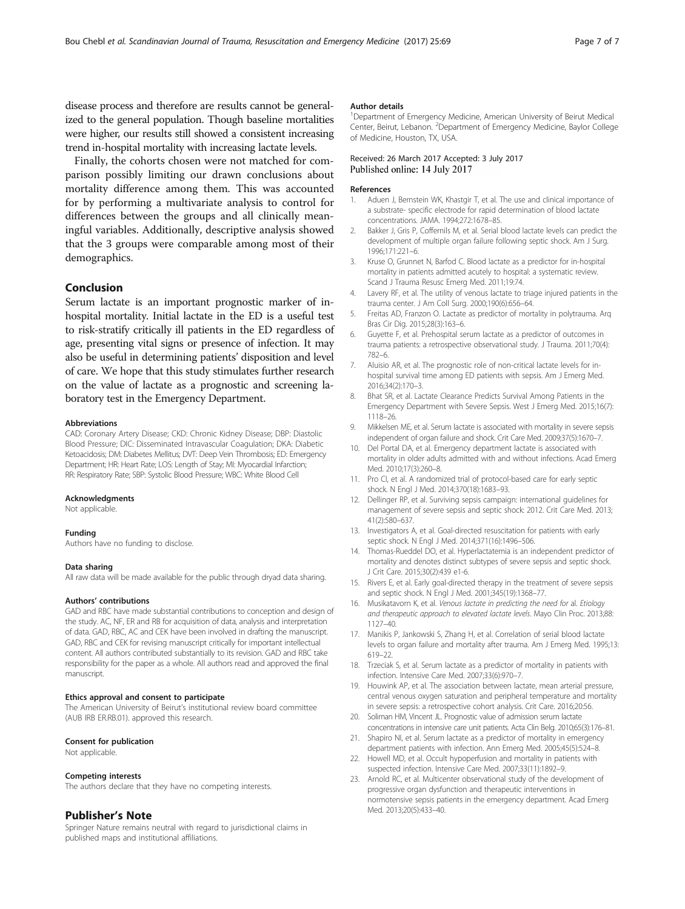disease process and therefore are results cannot be generalized to the general population. Though baseline mortalities were higher, our results still showed a consistent increasing trend in-hospital mortality with increasing lactate levels.

Finally, the cohorts chosen were not matched for comparison possibly limiting our drawn conclusions about mortality difference among them. This was accounted for by performing a multivariate analysis to control for differences between the groups and all clinically meaningful variables. Additionally, descriptive analysis showed that the 3 groups were comparable among most of their demographics.

## Conclusion

Serum lactate is an important prognostic marker of in-hospital mortality. Initial lactate in the ED is a useful test to risk-stratify critically ill patients in the ED regardless of age, presenting vital signs or presence of infection. It may also be useful in determining patients' disposition and level of care. We hope that this study stimulates further research on the value of lactate as a prognostic and screening laboratory test in the Emergency Department.

#### Abbreviations

CAD: Coronary Artery Disease; CKD: Chronic Kidney Disease; DBP: Diastolic Blood Pressure; DIC: Disseminated Intravascular Coagulation; DKA: Diabetic Ketoacidosis; DM: Diabetes Mellitus; DVT: Deep Vein Thrombosis; ED: Emergency Department; HR: Heart Rate; LOS: Length of Stay; MI: Myocardial Infarction; RR: Respiratory Rate; SBP: Systolic Blood Pressure; WBC: White Blood Cell

#### Acknowledgments

Not applicable.

#### Funding

Authors have no funding to disclose.

#### Data sharing

All raw data will be made available for the public through dryad data sharing.

#### Authors' contributions

GAD and RBC have made substantial contributions to conception and design of the study. AC, NF, ER and RB for acquisition of data, analysis and interpretation of data. GAD, RBC, AC and CEK have been involved in drafting the manuscript. GAD, RBC and CEK for revising manuscript critically for important intellectual content. All authors contributed substantially to its revision. GAD and RBC take responsibility for the paper as a whole. All authors read and approved the final manuscript.

#### Ethics approval and consent to participate

The American University of Beirut's institutional review board committee (AUB IRB ER.RB.01). approved this research.

#### Consent for publication

Not applicable.

#### Competing interests

The authors declare that they have no competing interests.

## Publisher's Note

Springer Nature remains neutral with regard to jurisdictional claims in published maps and institutional affiliations.

#### Author details

[1]Department of Emergency Medicine, American University of Beirut Medical Center, Beirut, Lebanon. [2]Department of Emergency Medicine, Baylor College of Medicine, Houston, TX, USA.

Received: 26 March 2017 Accepted: 3 July 2017
Published online: 14 July 2017

#### References

1. Aduen J, Bernstein WK, Khastgir T, et al. The use and clinical importance of a substrate- specific electrode for rapid determination of blood lactate concentrations. JAMA. 1994;272:1678–85.
2. Bakker J, Gris P, Coffernils M, et al. Serial blood lactate levels can predict the development of multiple organ failure following septic shock. Am J Surg. 1996;171:221–6.
3. Kruse O, Grunnet N, Barfod C. Blood lactate as a predictor for in-hospital mortality in patients admitted acutely to hospital: a systematic review. Scand J Trauma Resusc Emerg Med. 2011;19:74.
4. Lavery RF, et al. The utility of venous lactate to triage injured patients in the trauma center. J Am Coll Surg. 2000;190(6):656–64.
5. Freitas AD, Franzon O. Lactate as predictor of mortality in polytrauma. Arq Bras Cir Dig. 2015;28(3):163–6.
6. Guyette F, et al. Prehospital serum lactate as a predictor of outcomes in trauma patients: a retrospective observational study. J Trauma. 2011;70(4): 782–6.
7. Aluisio AR, et al. The prognostic role of non-critical lactate levels for in-hospital survival time among ED patients with sepsis. Am J Emerg Med. 2016;34(2):170–3.
8. Bhat SR, et al. Lactate Clearance Predicts Survival Among Patients in the Emergency Department with Severe Sepsis. West J Emerg Med. 2015;16(7): 1118–26.
9. Mikkelsen ME, et al. Serum lactate is associated with mortality in severe sepsis independent of organ failure and shock. Crit Care Med. 2009;37(5):1670–7.
10. Del Portal DA, et al. Emergency department lactate is associated with mortality in older adults admitted with and without infections. Acad Emerg Med. 2010;17(3):260–8.
11. Pro CI, et al. A randomized trial of protocol-based care for early septic shock. N Engl J Med. 2014;370(18):1683–93.
12. Dellinger RP, et al. Surviving sepsis campaign: international guidelines for management of severe sepsis and septic shock: 2012. Crit Care Med. 2013; 41(2):580–637.
13. Investigators A, et al. Goal-directed resuscitation for patients with early septic shock. N Engl J Med. 2014;371(16):1496–506.
14. Thomas-Rueddel DO, et al. Hyperlactatemia is an independent predictor of mortality and denotes distinct subtypes of severe sepsis and septic shock. J Crit Care. 2015;30(2):439 e1-6.
15. Rivers E, et al. Early goal-directed therapy in the treatment of severe sepsis and septic shock. N Engl J Med. 2001;345(19):1368–77.
16. Musikatavorn K, et al. *Venous lactate in predicting the need for* al. *Etiology and therapeutic approach to elevated lactate levels*. Mayo Clin Proc. 2013;88: 1127–40.
17. Manikis P, Jankowski S, Zhang H, et al. Correlation of serial blood lactate levels to organ failure and mortality after trauma. Am J Emerg Med. 1995;13: 619–22.
18. Trzeciak S, et al. Serum lactate as a predictor of mortality in patients with infection. Intensive Care Med. 2007;33(6):970–7.
19. Houwink AP, et al. The association between lactate, mean arterial pressure, central venous oxygen saturation and peripheral temperature and mortality in severe sepsis: a retrospective cohort analysis. Crit Care. 2016;20:56.
20. Soliman HM, Vincent JL. Prognostic value of admission serum lactate concentrations in intensive care unit patients. Acta Clin Belg. 2010;65(3):176–81.
21. Shapiro NI, et al. Serum lactate as a predictor of mortality in emergency department patients with infection. Ann Emerg Med. 2005;45(5):524–8.
22. Howell MD, et al. Occult hypoperfusion and mortality in patients with suspected infection. Intensive Care Med. 2007;33(11):1892–9.
23. Arnold RC, et al. Multicenter observational study of the development of progressive organ dysfunction and therapeutic interventions in normotensive sepsis patients in the emergency department. Acad Emerg Med. 2013;20(5):433–40.